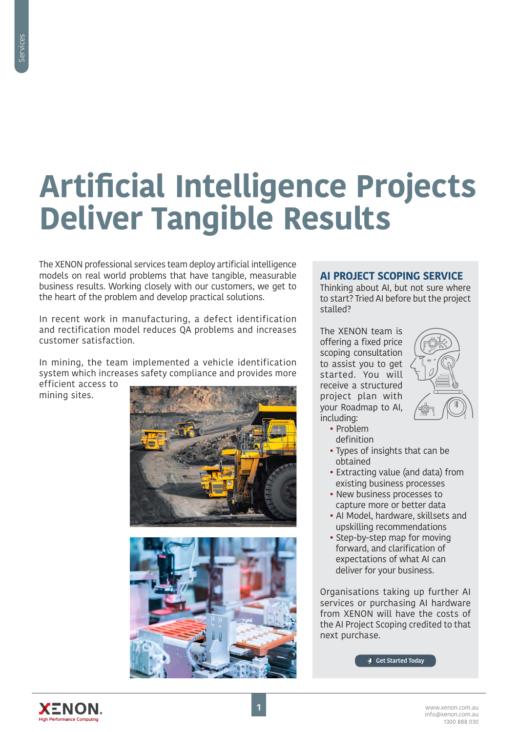# Artificial Intelligence Projects Deliver Tangible Results

The XENON professional services team deploy artificial intelligence models on real world problems that have tangible, measurable business results. Working closely with our customers, we get to the heart of the problem and develop practical solutions.

In recent work in manufacturing, a defect identification and rectification model reduces QA problems and increases customer satisfaction.

In mining, the team implemented a vehicle identification system which increases safety compliance and provides more efficient access to mining sites.

## AI PROJECT SCOPING SERVICE

Thinking about AI, but not sure where to start? Tried AI before but the project stalled?

The XENON team is offering a fixed price scoping consultation to assist you to get started. You will receive a structured project plan with your Roadmap to AI, including:

- Problem definition
- Types of insights that can be obtained
- Extracting value (and data) from existing business processes
- New business processes to capture more or better data
- AI Model, hardware, skillsets and upskilling recommendations
- Step-by-step map for moving forward, and clarification of expectations of what AI can deliver for your business.

Organisations taking up further AI services or purchasing AI hardware from XENON will have the costs of the AI Project Scoping credited to that next purchase.

Get Started Today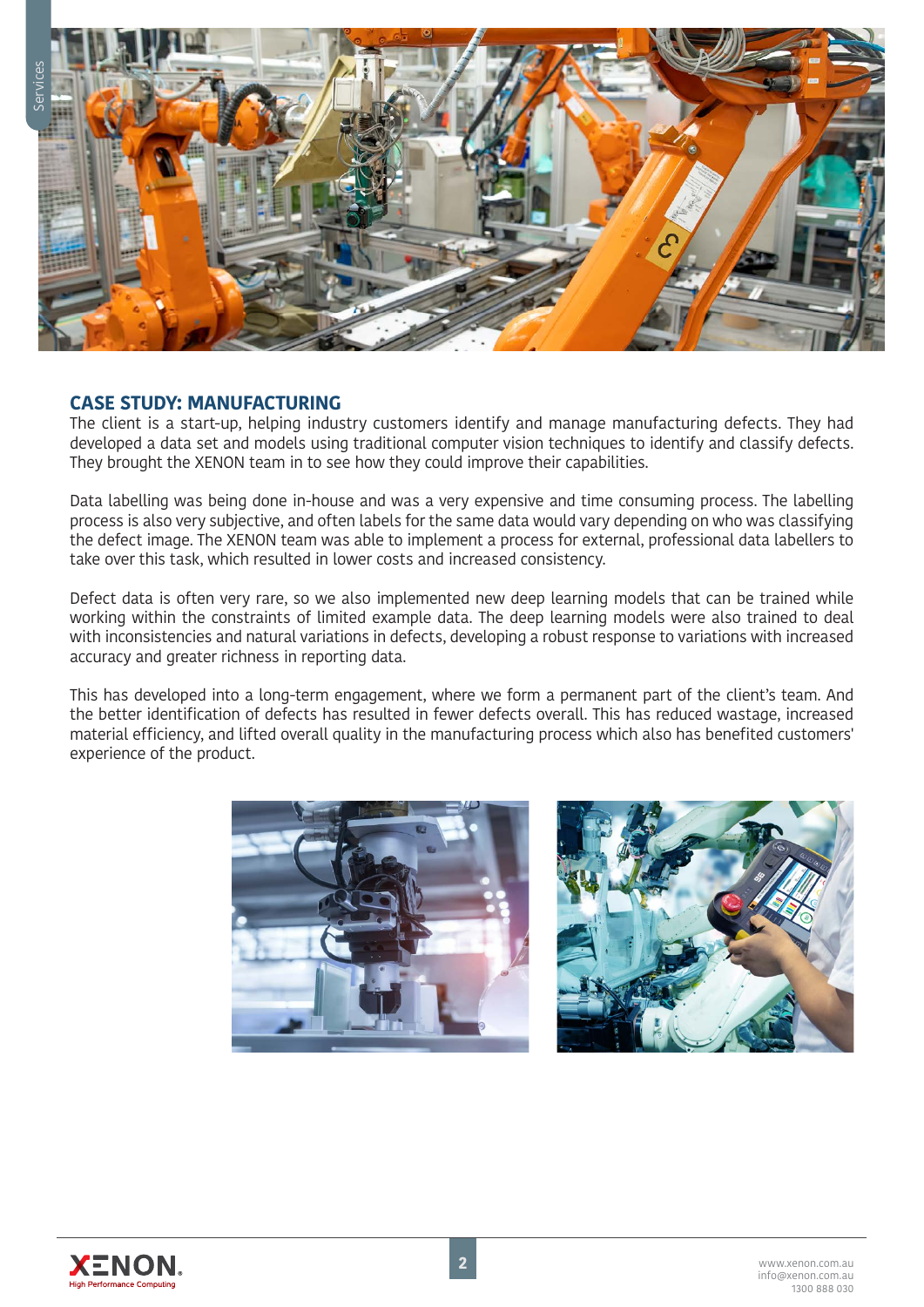## CASE STUDY: MANUFACTURING

The client is a start-up, helping industry customers identify and manage manufacturing defects. They had developed a data set and models using traditional computer vision techniques to identify and classify defects. They brought the XENON team in to see how they could improve their capabilities.

Data labelling was being done in-house and was a very expensive and time consuming process. The labelling process is also very subjective, and often labels for the same data would vary depending on who was classifying the defect image. The XENON team was able to implement a process for external, professional data labellers to take over this task, which resulted in lower costs and increased consistency.

Defect data is often very rare, so we also implemented new deep learning models that can be trained while working within the constraints of limited example data. The deep learning models were also trained to deal with inconsistencies and natural variations in defects, developing a robust response to variations with increased accuracy and greater richness in reporting data.

This has developed into a long-term engagement, where we form a permanent part of the client's team. And the better identification of defects has resulted in fewer defects overall. This has reduced wastage, increased material efficiency, and lifted overall quality in the manufacturing process which also has benefited customers' experience of the product.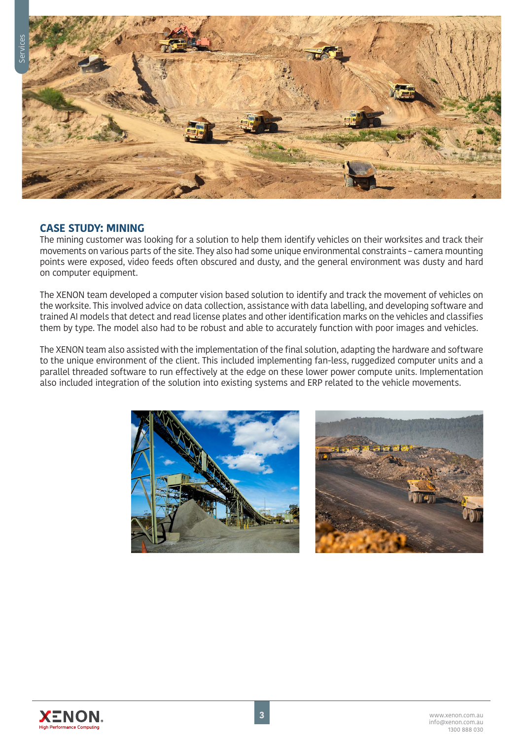## CASE STUDY: MINING

The mining customer was looking for a solution to help them identify vehicles on their worksites and track their movements on various parts of the site. They also had some unique environmental constraints – camera mounting points were exposed, video feeds often obscured and dusty, and the general environment was dusty and hard on computer equipment.

The XENON team developed a computer vision based solution to identify and track the movement of vehicles on the worksite. This involved advice on data collection, assistance with data labelling, and developing software and trained AI models that detect and read license plates and other identification marks on the vehicles and classifies them by type. The model also had to be robust and able to accurately function with poor images and vehicles.

The XENON team also assisted with the implementation of the final solution, adapting the hardware and software to the unique environment of the client. This included implementing fan-less, ruggedized computer units and a parallel threaded software to run effectively at the edge on these lower power compute units. Implementation also included integration of the solution into existing systems and ERP related to the vehicle movements.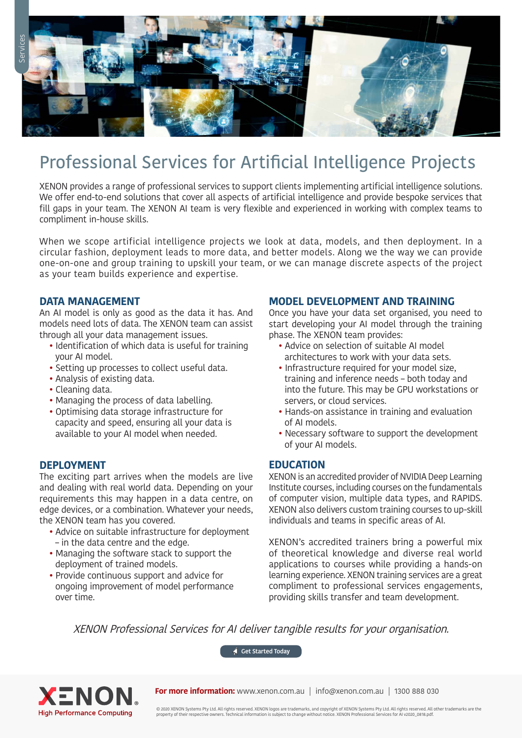# Professional Services for Artificial Intelligence Projects

XENON provides a range of professional services to support clients implementing artificial intelligence solutions. We offer end-to-end solutions that cover all aspects of artificial intelligence and provide bespoke services that fill gaps in your team. The XENON AI team is very flexible and experienced in working with complex teams to compliment in-house skills.

When we scope artificial intelligence projects we look at data, models, and then deployment. In a circular fashion, deployment leads to more data, and better models. Along we the way we can provide one-on-one and group training to upskill your team, or we can manage discrete aspects of the project as your team builds experience and expertise.

## DATA MANAGEMENT

An AI model is only as good as the data it has. And models need lots of data. The XENON team can assist through all your data management issues.

- Identification of which data is useful for training your AI model.
- Setting up processes to collect useful data.
- Analysis of existing data.
- Cleaning data.
- Managing the process of data labelling.
- Optimising data storage infrastructure for capacity and speed, ensuring all your data is available to your AI model when needed.

## DEPLOYMENT

The exciting part arrives when the models are live and dealing with real world data. Depending on your requirements this may happen in a data centre, on edge devices, or a combination. Whatever your needs, the XENON team has you covered.

- Advice on suitable infrastructure for deployment – in the data centre and the edge.
- Managing the software stack to support the deployment of trained models.
- Provide continuous support and advice for ongoing improvement of model performance over time.

## MODEL DEVELOPMENT AND TRAINING

Once you have your data set organised, you need to start developing your AI model through the training phase. The XENON team provides:

- Advice on selection of suitable AI model architectures to work with your data sets.
- Infrastructure required for your model size, training and inference needs – both today and into the future. This may be GPU workstations or servers, or cloud services.
- Hands-on assistance in training and evaluation of AI models.
- Necessary software to support the development of your AI models.

## EDUCATION

XENON is an accredited provider of NVIDIA Deep Learning Institute courses, including courses on the fundamentals of computer vision, multiple data types, and RAPIDS. XENON also delivers custom training courses to up-skill individuals and teams in specific areas of AI.

XENON's accredited trainers bring a powerful mix of theoretical knowledge and diverse real world applications to courses while providing a hands-on learning experience. XENON training services are a great compliment to professional services engagements, providing skills transfer and team development.

*XENON Professional Services for AI deliver tangible results for your organisation.*

Get Started Today

XENON High Performance Computing

**For more information:** www.xenon.com.au | info@xenon.com.au | 1300 888 030

© 2020 XENON Systems Pty Ltd. All rights reserved. XENON logos are trademarks, and copyright of XENON Systems Pty Ltd. All rights reserved. All other trademarks are the property of their respective owners. Technical information is subject to change without notice. XENON Professional Services for AI v2020_0818.pdf.